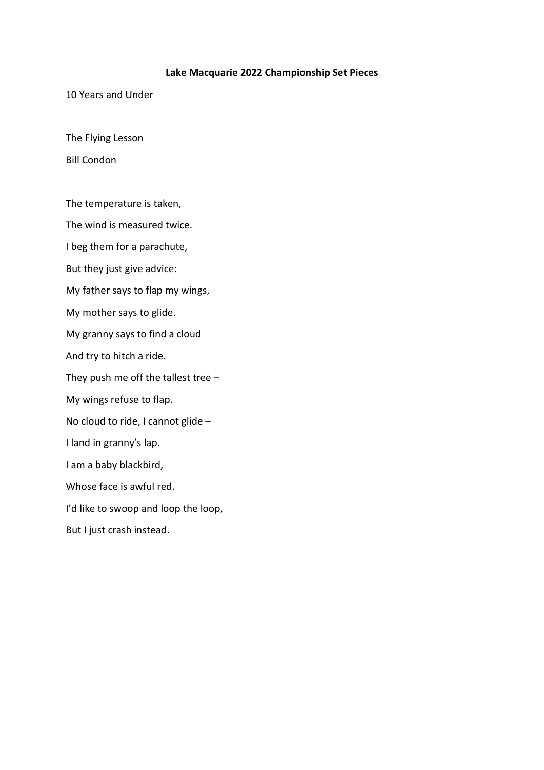# Lake Macquarie 2022 Championship Set Pieces

10 Years and Under

The Flying Lesson

Bill Condon

The temperature is taken,

The wind is measured twice.

I beg them for a parachute,

But they just give advice:

My father says to flap my wings,

My mother says to glide.

My granny says to find a cloud

And try to hitch a ride.

They push me off the tallest tree –

My wings refuse to flap.

No cloud to ride, I cannot glide –

I land in granny's lap.

I am a baby blackbird,

Whose face is awful red.

I'd like to swoop and loop the loop,

But I just crash instead.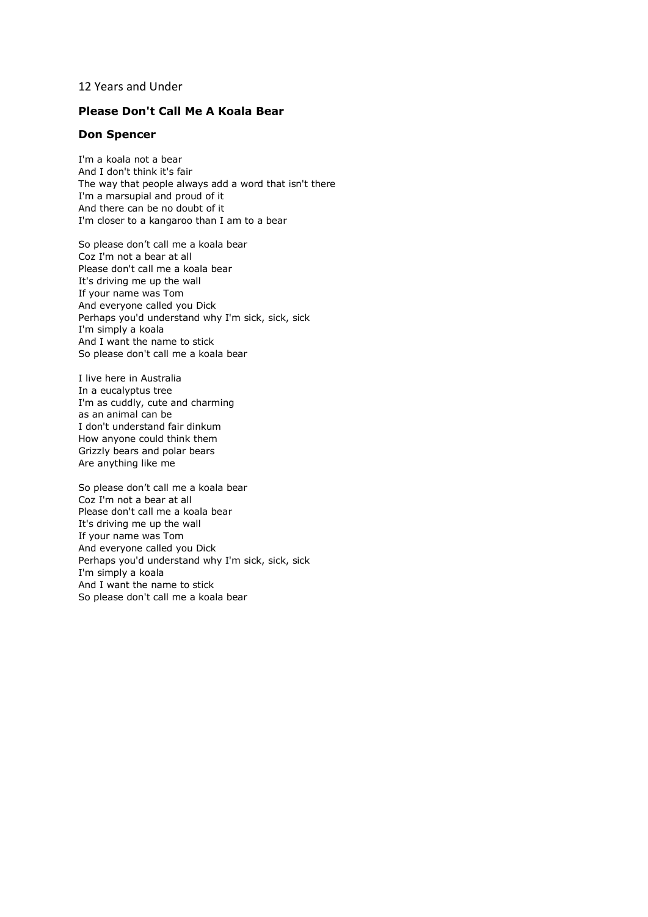12 Years and Under

### **Please Don't Call Me A Koala Bear**

### **Don Spencer**

I'm a koala not a bear  
And I don't think it's fair  
The way that people always add a word that isn't there  
I'm a marsupial and proud of it  
And there can be no doubt of it  
I'm closer to a kangaroo than I am to a bear

So please don’t call me a koala bear  
Coz I'm not a bear at all  
Please don't call me a koala bear  
It's driving me up the wall  
If your name was Tom  
And everyone called you Dick  
Perhaps you'd understand why I'm sick, sick, sick  
I'm simply a koala  
And I want the name to stick  
So please don't call me a koala bear

I live here in Australia  
In a eucalyptus tree  
I'm as cuddly, cute and charming  
as an animal can be  
I don't understand fair dinkum  
How anyone could think them  
Grizzly bears and polar bears  
Are anything like me

So please don’t call me a koala bear  
Coz I'm not a bear at all  
Please don't call me a koala bear  
It's driving me up the wall  
If your name was Tom  
And everyone called you Dick  
Perhaps you'd understand why I'm sick, sick, sick  
I'm simply a koala  
And I want the name to stick  
So please don't call me a koala bear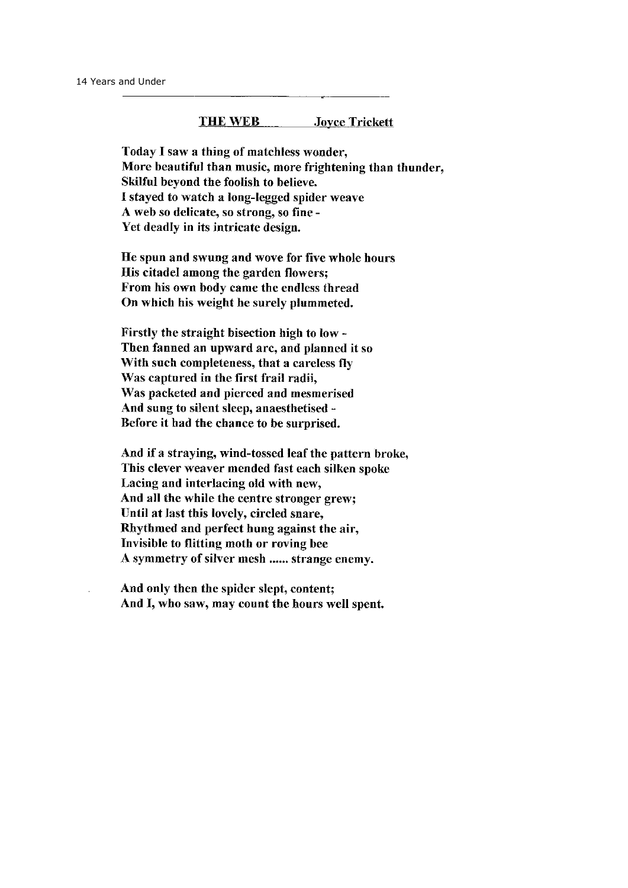14 Years and Under

**THE WEB**  **Joyce Trickett**

**Today I saw a thing of matchless wonder,**
**More beautiful than music, more frightening than thunder,**
**Skilful beyond the foolish to believe.**
**I stayed to watch a long-legged spider weave**
**A web so delicate, so strong, so fine -**
**Yet deadly in its intricate design.**

**He spun and swung and wove for five whole hours**
**His citadel among the garden flowers;**
**From his own body came the endless thread**
**On which his weight he surely plummeted.**

**Firstly the straight bisection high to low -**
**Then fanned an upward arc, and planned it so**
**With such completeness, that a careless fly**
**Was captured in the first frail radii,**
**Was packeted and pierced and mesmerised**
**And sung to silent sleep, anaesthetised -**
**Before it had the chance to be surprised.**

**And if a straying, wind-tossed leaf the pattern broke,**
**This clever weaver mended fast each silken spoke**
**Lacing and interlacing old with new,**
**And all the while the centre stronger grew;**
**Until at last this lovely, circled snare,**
**Rhythmed and perfect hung against the air,**
**Invisible to flitting moth or roving bee**
**A symmetry of silver mesh ...... strange enemy.**

**And only then the spider slept, content;**
**And I, who saw, may count the hours well spent.**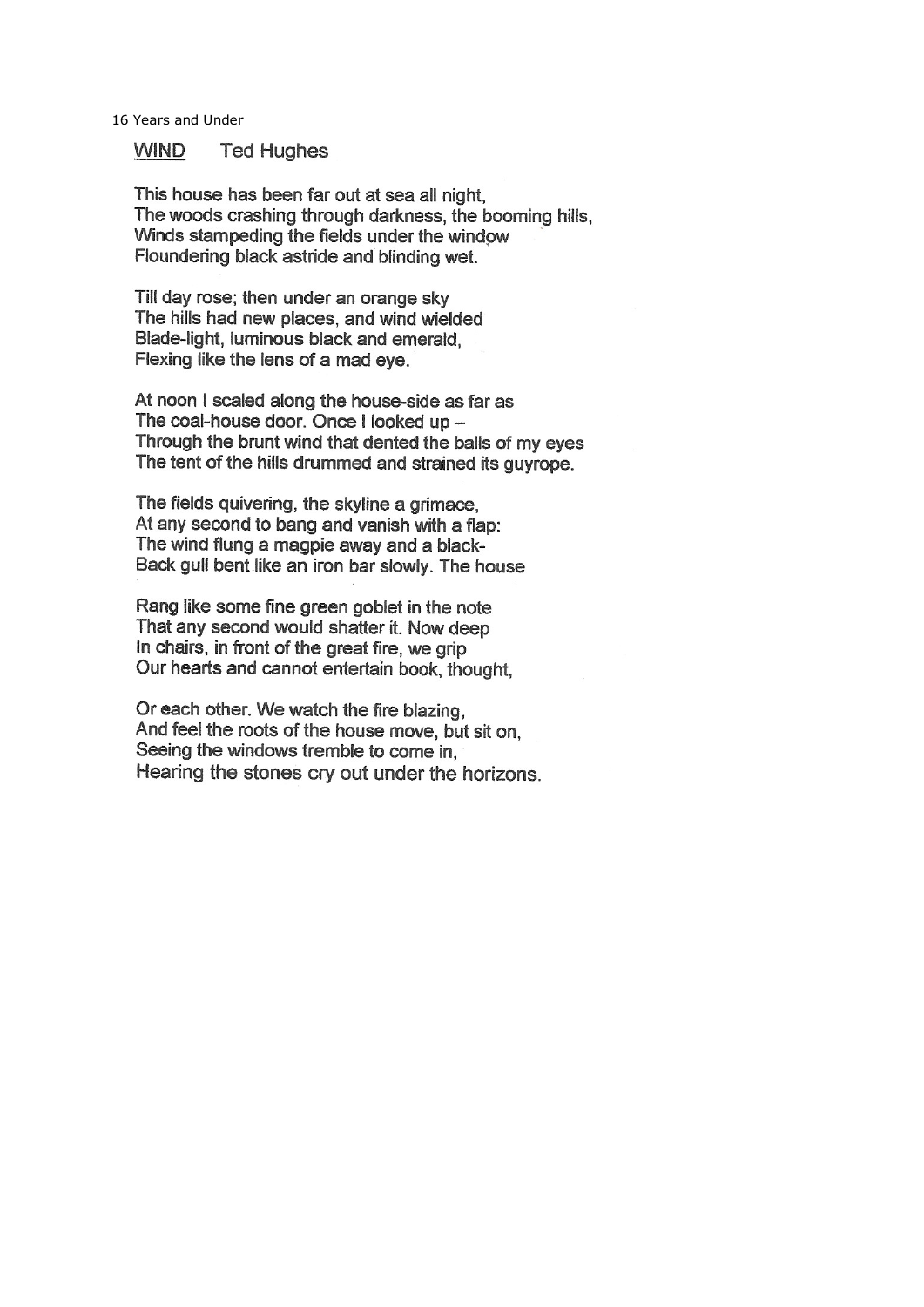16 Years and Under

## WIND Ted Hughes

This house has been far out at sea all night,  
The woods crashing through darkness, the booming hills,  
Winds stampeding the fields under the window  
Floundering black astride and blinding wet.

Till day rose; then under an orange sky  
The hills had new places, and wind wielded  
Blade-light, luminous black and emerald,  
Flexing like the lens of a mad eye.

At noon I scaled along the house-side as far as  
The coal-house door. Once I looked up –  
Through the brunt wind that dented the balls of my eyes  
The tent of the hills drummed and strained its guyrope.

The fields quivering, the skyline a grimace,  
At any second to bang and vanish with a flap:  
The wind flung a magpie away and a black-  
Back gull bent like an iron bar slowly. The house

Rang like some fine green goblet in the note  
That any second would shatter it. Now deep  
In chairs, in front of the great fire, we grip  
Our hearts and cannot entertain book, thought,

Or each other. We watch the fire blazing,  
And feel the roots of the house move, but sit on,  
Seeing the windows tremble to come in,  
Hearing the stones cry out under the horizons.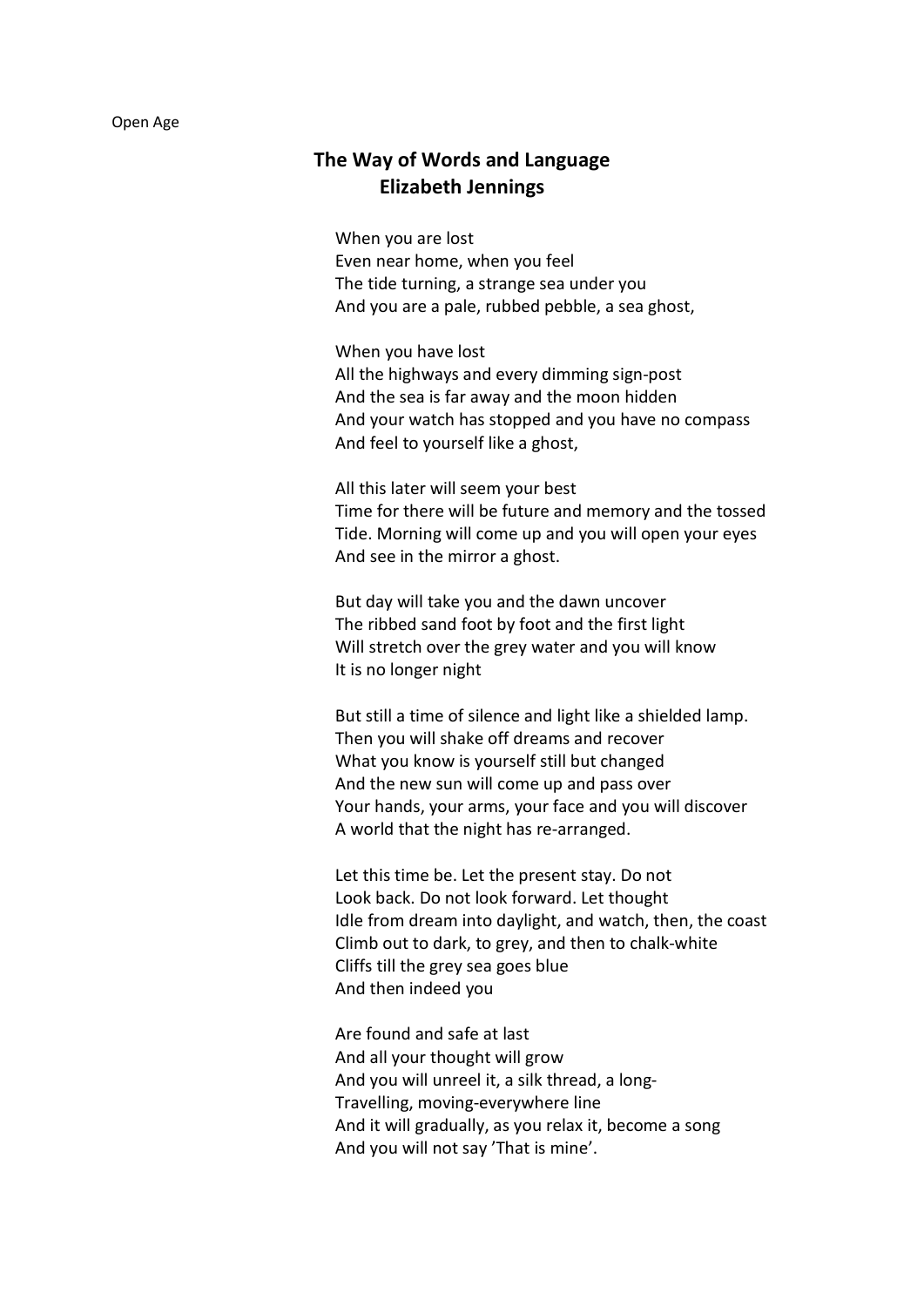Open Age

## The Way of Words and Language
### Elizabeth Jennings

When you are lost  
Even near home, when you feel  
The tide turning, a strange sea under you  
And you are a pale, rubbed pebble, a sea ghost,

When you have lost  
All the highways and every dimming sign-post  
And the sea is far away and the moon hidden  
And your watch has stopped and you have no compass  
And feel to yourself like a ghost,

All this later will seem your best  
Time for there will be future and memory and the tossed  
Tide. Morning will come up and you will open your eyes  
And see in the mirror a ghost.

But day will take you and the dawn uncover  
The ribbed sand foot by foot and the first light  
Will stretch over the grey water and you will know  
It is no longer night

But still a time of silence and light like a shielded lamp.  
Then you will shake off dreams and recover  
What you know is yourself still but changed  
And the new sun will come up and pass over  
Your hands, your arms, your face and you will discover  
A world that the night has re-arranged.

Let this time be. Let the present stay. Do not  
Look back. Do not look forward. Let thought  
Idle from dream into daylight, and watch, then, the coast  
Climb out to dark, to grey, and then to chalk-white  
Cliffs till the grey sea goes blue  
And then indeed you

Are found and safe at last  
And all your thought will grow  
And you will unreel it, a silk thread, a long-  
Travelling, moving-everywhere line  
And it will gradually, as you relax it, become a song  
And you will not say 'That is mine'.